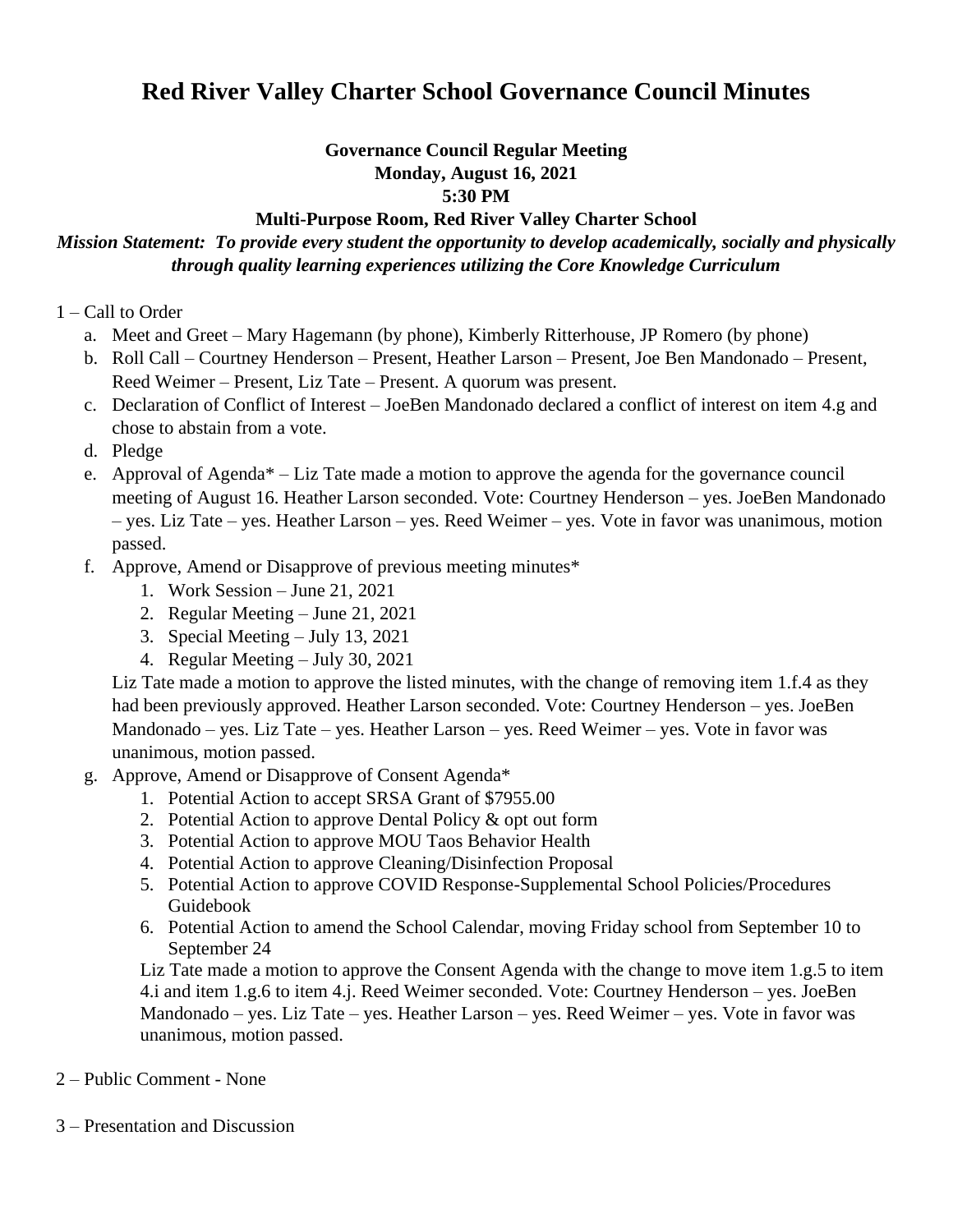# Red River Valley Charter School Governance Council Minutes

**Governance Council Regular Meeting**
**Monday, August 16, 2021**
**5:30 PM**
**Multi-Purpose Room, Red River Valley Charter School**

***Mission Statement: To provide every student the opportunity to develop academically, socially and physically through quality learning experiences utilizing the Core Knowledge Curriculum***

1 – Call to Order

a. Meet and Greet – Mary Hagemann (by phone), Kimberly Ritterhouse, JP Romero (by phone)

b. Roll Call – Courtney Henderson – Present, Heather Larson – Present, Joe Ben Mandonado – Present, Reed Weimer – Present, Liz Tate – Present. A quorum was present.

c. Declaration of Conflict of Interest – JoeBen Mandonado declared a conflict of interest on item 4.g and chose to abstain from a vote.

d. Pledge

e. Approval of Agenda* – Liz Tate made a motion to approve the agenda for the governance council meeting of August 16. Heather Larson seconded. Vote: Courtney Henderson – yes. JoeBen Mandonado – yes. Liz Tate – yes. Heather Larson – yes. Reed Weimer – yes. Vote in favor was unanimous, motion passed.

f. Approve, Amend or Disapprove of previous meeting minutes*
   1. Work Session – June 21, 2021
   2. Regular Meeting – June 21, 2021
   3. Special Meeting – July 13, 2021
   4. Regular Meeting – July 30, 2021

   Liz Tate made a motion to approve the listed minutes, with the change of removing item 1.f.4 as they had been previously approved. Heather Larson seconded. Vote: Courtney Henderson – yes. JoeBen Mandonado – yes. Liz Tate – yes. Heather Larson – yes. Reed Weimer – yes. Vote in favor was unanimous, motion passed.

g. Approve, Amend or Disapprove of Consent Agenda*
   1. Potential Action to accept SRSA Grant of $7955.00
   2. Potential Action to approve Dental Policy & opt out form
   3. Potential Action to approve MOU Taos Behavior Health
   4. Potential Action to approve Cleaning/Disinfection Proposal
   5. Potential Action to approve COVID Response-Supplemental School Policies/Procedures Guidebook
   6. Potential Action to amend the School Calendar, moving Friday school from September 10 to September 24

   Liz Tate made a motion to approve the Consent Agenda with the change to move item 1.g.5 to item 4.i and item 1.g.6 to item 4.j. Reed Weimer seconded. Vote: Courtney Henderson – yes. JoeBen Mandonado – yes. Liz Tate – yes. Heather Larson – yes. Reed Weimer – yes. Vote in favor was unanimous, motion passed.

2 – Public Comment - None

3 – Presentation and Discussion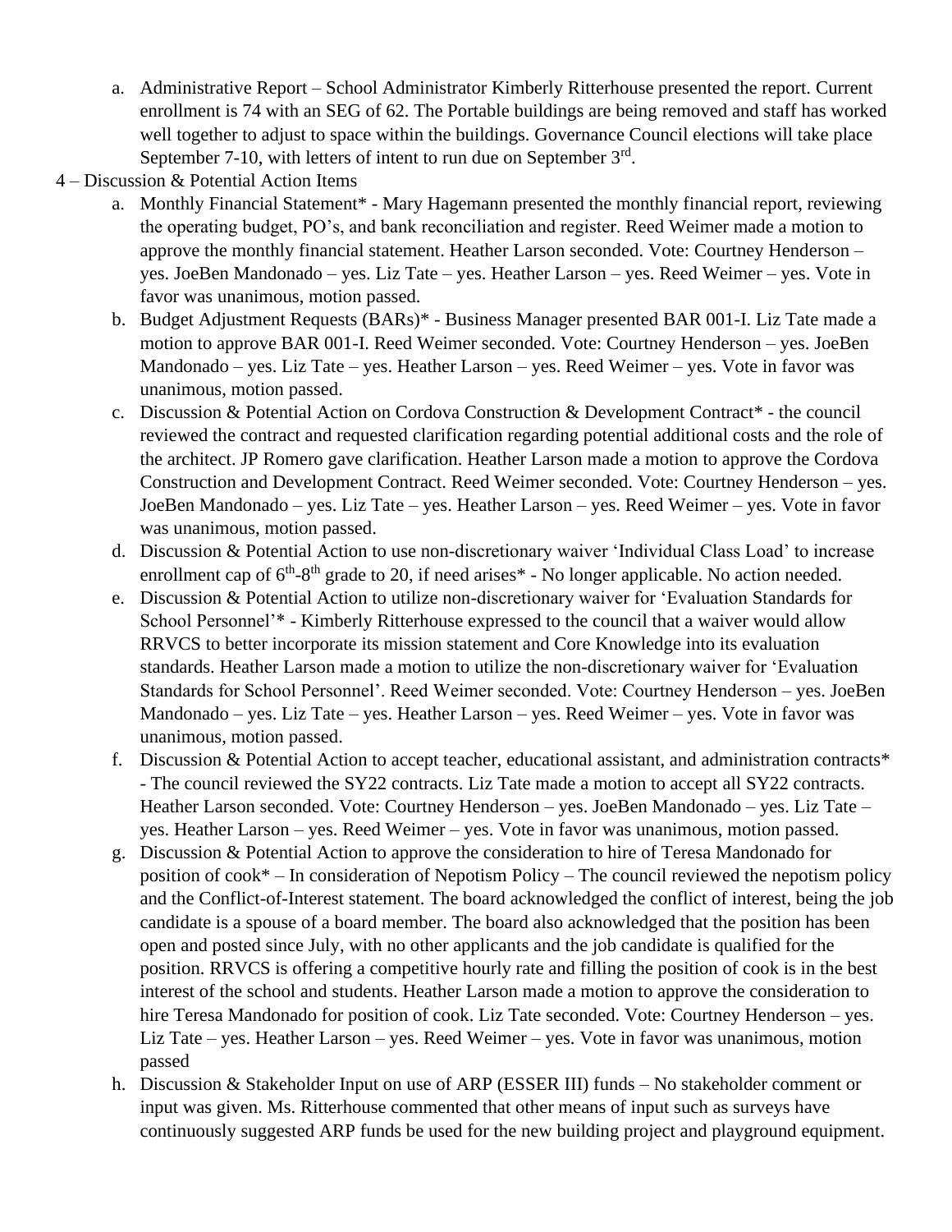a. Administrative Report – School Administrator Kimberly Ritterhouse presented the report. Current enrollment is 74 with an SEG of 62. The Portable buildings are being removed and staff has worked well together to adjust to space within the buildings. Governance Council elections will take place September 7-10, with letters of intent to run due on September 3rd.

4 – Discussion & Potential Action Items

a. Monthly Financial Statement* - Mary Hagemann presented the monthly financial report, reviewing the operating budget, PO's, and bank reconciliation and register. Reed Weimer made a motion to approve the monthly financial statement. Heather Larson seconded. Vote: Courtney Henderson – yes. JoeBen Mandonado – yes. Liz Tate – yes. Heather Larson – yes. Reed Weimer – yes. Vote in favor was unanimous, motion passed.

b. Budget Adjustment Requests (BARs)* - Business Manager presented BAR 001-I. Liz Tate made a motion to approve BAR 001-I. Reed Weimer seconded. Vote: Courtney Henderson – yes. JoeBen Mandonado – yes. Liz Tate – yes. Heather Larson – yes. Reed Weimer – yes. Vote in favor was unanimous, motion passed.

c. Discussion & Potential Action on Cordova Construction & Development Contract* - the council reviewed the contract and requested clarification regarding potential additional costs and the role of the architect. JP Romero gave clarification. Heather Larson made a motion to approve the Cordova Construction and Development Contract. Reed Weimer seconded. Vote: Courtney Henderson – yes. JoeBen Mandonado – yes. Liz Tate – yes. Heather Larson – yes. Reed Weimer – yes. Vote in favor was unanimous, motion passed.

d. Discussion & Potential Action to use non-discretionary waiver 'Individual Class Load' to increase enrollment cap of 6th-8th grade to 20, if need arises* - No longer applicable. No action needed.

e. Discussion & Potential Action to utilize non-discretionary waiver for 'Evaluation Standards for School Personnel'* - Kimberly Ritterhouse expressed to the council that a waiver would allow RRVCS to better incorporate its mission statement and Core Knowledge into its evaluation standards. Heather Larson made a motion to utilize the non-discretionary waiver for 'Evaluation Standards for School Personnel'. Reed Weimer seconded. Vote: Courtney Henderson – yes. JoeBen Mandonado – yes. Liz Tate – yes. Heather Larson – yes. Reed Weimer – yes. Vote in favor was unanimous, motion passed.

f. Discussion & Potential Action to accept teacher, educational assistant, and administration contracts* - The council reviewed the SY22 contracts. Liz Tate made a motion to accept all SY22 contracts. Heather Larson seconded. Vote: Courtney Henderson – yes. JoeBen Mandonado – yes. Liz Tate – yes. Heather Larson – yes. Reed Weimer – yes. Vote in favor was unanimous, motion passed.

g. Discussion & Potential Action to approve the consideration to hire of Teresa Mandonado for position of cook* – In consideration of Nepotism Policy – The council reviewed the nepotism policy and the Conflict-of-Interest statement. The board acknowledged the conflict of interest, being the job candidate is a spouse of a board member. The board also acknowledged that the position has been open and posted since July, with no other applicants and the job candidate is qualified for the position. RRVCS is offering a competitive hourly rate and filling the position of cook is in the best interest of the school and students. Heather Larson made a motion to approve the consideration to hire Teresa Mandonado for position of cook. Liz Tate seconded. Vote: Courtney Henderson – yes. Liz Tate – yes. Heather Larson – yes. Reed Weimer – yes. Vote in favor was unanimous, motion passed

h. Discussion & Stakeholder Input on use of ARP (ESSER III) funds – No stakeholder comment or input was given. Ms. Ritterhouse commented that other means of input such as surveys have continuously suggested ARP funds be used for the new building project and playground equipment.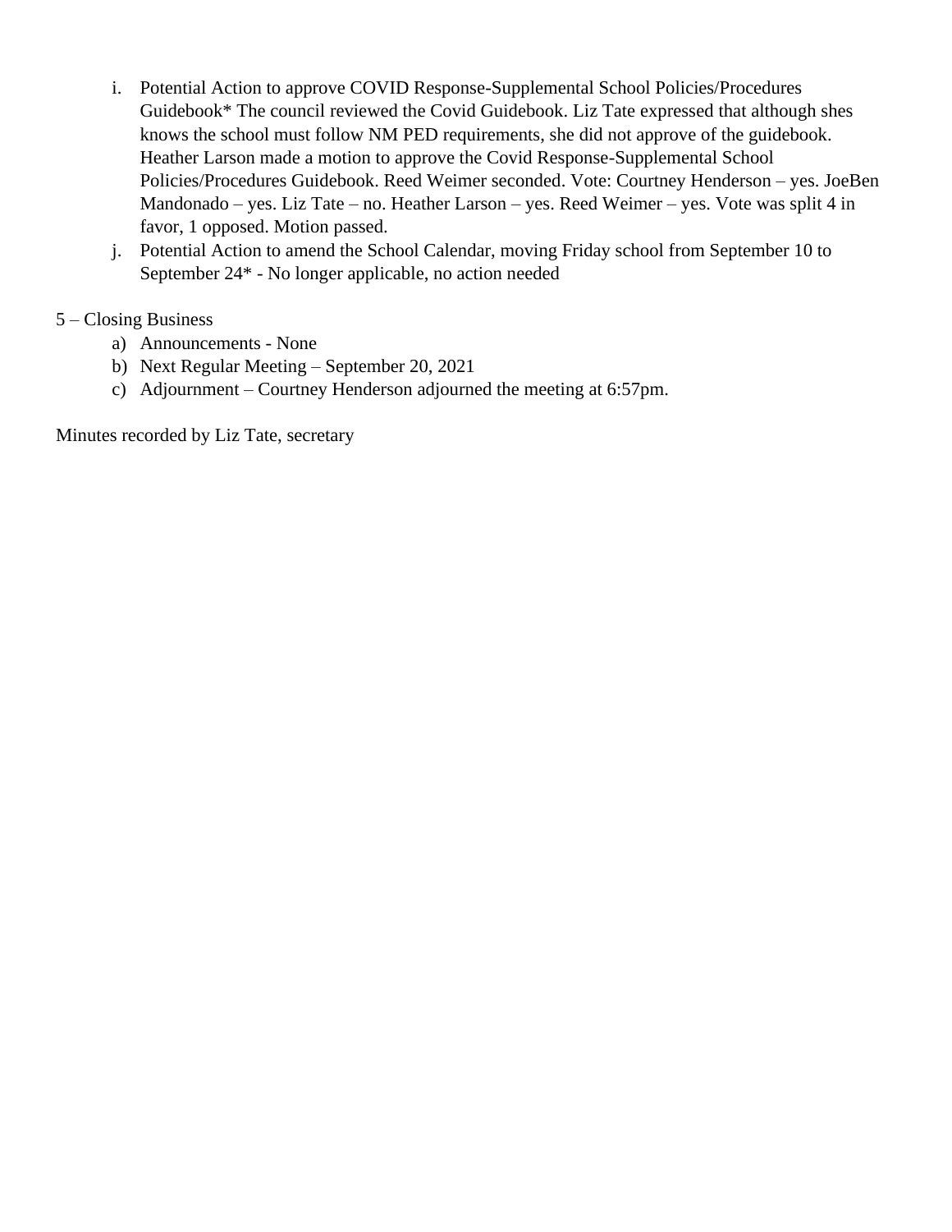i. Potential Action to approve COVID Response-Supplemental School Policies/Procedures Guidebook* The council reviewed the Covid Guidebook. Liz Tate expressed that although shes knows the school must follow NM PED requirements, she did not approve of the guidebook. Heather Larson made a motion to approve the Covid Response-Supplemental School Policies/Procedures Guidebook. Reed Weimer seconded. Vote: Courtney Henderson – yes. JoeBen Mandonado – yes. Liz Tate – no. Heather Larson – yes. Reed Weimer – yes. Vote was split 4 in favor, 1 opposed. Motion passed.

j. Potential Action to amend the School Calendar, moving Friday school from September 10 to September 24* - No longer applicable, no action needed

5 – Closing Business

a) Announcements - None
b) Next Regular Meeting – September 20, 2021
c) Adjournment – Courtney Henderson adjourned the meeting at 6:57pm.

Minutes recorded by Liz Tate, secretary